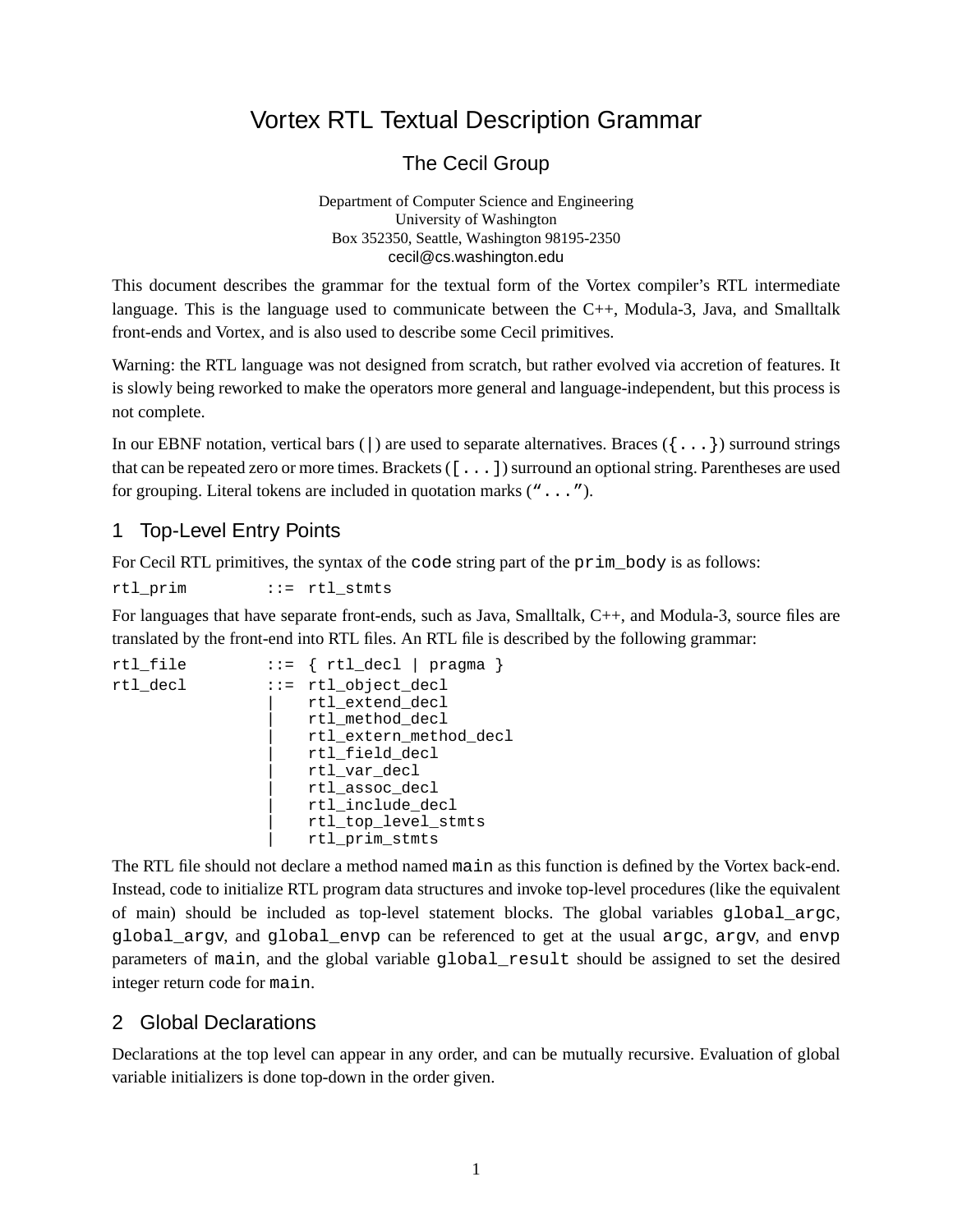# Vortex RTL Textual Description Grammar

## The Cecil Group

Department of Computer Science and Engineering
University of Washington
Box 352350, Seattle, Washington 98195-2350
cecil@cs.washington.edu

This document describes the grammar for the textual form of the Vortex compiler's RTL intermediate language. This is the language used to communicate between the C++, Modula-3, Java, and Smalltalk front-ends and Vortex, and is also used to describe some Cecil primitives.

Warning: the RTL language was not designed from scratch, but rather evolved via accretion of features. It is slowly being reworked to make the operators more general and language-independent, but this process is not complete.

In our EBNF notation, vertical bars (`|`) are used to separate alternatives. Braces (`{...}`) surround strings that can be repeated zero or more times. Brackets (`[...]`) surround an optional string. Parentheses are used for grouping. Literal tokens are included in quotation marks (`"..."`).

## 1 Top-Level Entry Points

For Cecil RTL primitives, the syntax of the `code` string part of the `prim_body` is as follows:

```
rtl_prim         ::=  rtl_stmts
```

For languages that have separate front-ends, such as Java, Smalltalk, C++, and Modula-3, source files are translated by the front-end into RTL files. An RTL file is described by the following grammar:

```
rtl_file         ::=  { rtl_decl | pragma }
rtl_decl         ::=  rtl_object_decl
                 |    rtl_extend_decl
                 |    rtl_method_decl
                 |    rtl_extern_method_decl
                 |    rtl_field_decl
                 |    rtl_var_decl
                 |    rtl_assoc_decl
                 |    rtl_include_decl
                 |    rtl_top_level_stmts
                 |    rtl_prim_stmts
```

The RTL file should not declare a method named `main` as this function is defined by the Vortex back-end. Instead, code to initialize RTL program data structures and invoke top-level procedures (like the equivalent of main) should be included as top-level statement blocks. The global variables `global_argc`, `global_argv`, and `global_envp` can be referenced to get at the usual `argc`, `argv`, and `envp` parameters of `main`, and the global variable `global_result` should be assigned to set the desired integer return code for `main`.

## 2 Global Declarations

Declarations at the top level can appear in any order, and can be mutually recursive. Evaluation of global variable initializers is done top-down in the order given.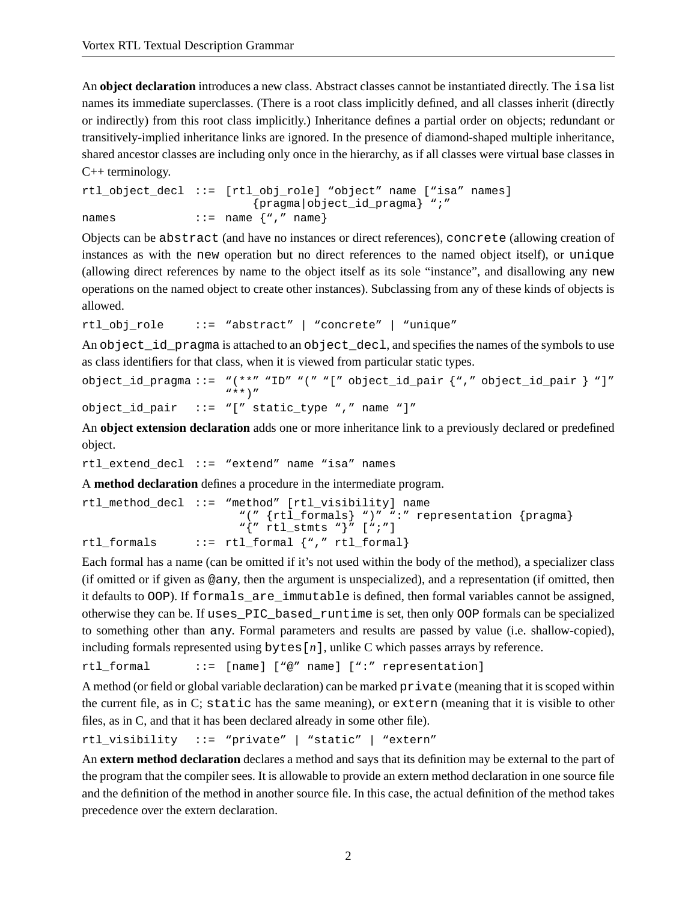An **object declaration** introduces a new class. Abstract classes cannot be instantiated directly. The `isa` list names its immediate superclasses. (There is a root class implicitly defined, and all classes inherit (directly or indirectly) from this root class implicitly.) Inheritance defines a partial order on objects; redundant or transitively-implied inheritance links are ignored. In the presence of diamond-shaped multiple inheritance, shared ancestor classes are including only once in the hierarchy, as if all classes were virtual base classes in C++ terminology.

```
rtl_object_decl ::= [rtl_obj_role] "object" name ["isa" names]
                          {pragma|object_id_pragma} ";"
names           ::= name {"," name}
```

Objects can be `abstract` (and have no instances or direct references), `concrete` (allowing creation of instances as with the `new` operation but no direct references to the named object itself), or `unique` (allowing direct references by name to the object itself as its sole "instance", and disallowing any `new` operations on the named object to create other instances). Subclassing from any of these kinds of objects is allowed.

```
rtl_obj_role    ::= "abstract" | "concrete" | "unique"
```

An `object_id_pragma` is attached to an `object_decl`, and specifies the names of the symbols to use as class identifiers for that class, when it is viewed from particular static types.

```
object_id_pragma ::= "(**" "ID" "(" "[" object_id_pair {"," object_id_pair } "]"
                     "**)"
object_id_pair   ::= "[" static_type "," name "]"
```

An **object extension declaration** adds one or more inheritance link to a previously declared or predefined object.

```
rtl_extend_decl ::= "extend" name "isa" names
```

A **method declaration** defines a procedure in the intermediate program.

```
rtl_method_decl ::= "method" [rtl_visibility] name
                       "(" {rtl_formals} ")" ":" representation {pragma}
                       "{" rtl_stmts "}" [";"]
rtl_formals     ::= rtl_formal {"," rtl_formal}
```

Each formal has a name (can be omitted if it's not used within the body of the method), a specializer class (if omitted or if given as `@any`, then the argument is unspecialized), and a representation (if omitted, then it defaults to `OOP`). If `formals_are_immutable` is defined, then formal variables cannot be assigned, otherwise they can be. If `uses_PIC_based_runtime` is set, then only `OOP` formals can be specialized to something other than `any`. Formal parameters and results are passed by value (i.e. shallow-copied), including formals represented using `bytes[`*n*`]`, unlike C which passes arrays by reference.

```
rtl_formal      ::= [name] ["@" name] [":" representation]
```

A method (or field or global variable declaration) can be marked `private` (meaning that it is scoped within the current file, as in C; `static` has the same meaning), or `extern` (meaning that it is visible to other files, as in C, and that it has been declared already in some other file).

```
rtl_visibility  ::= "private" | "static" | "extern"
```

An **extern method declaration** declares a method and says that its definition may be external to the part of the program that the compiler sees. It is allowable to provide an extern method declaration in one source file and the definition of the method in another source file. In this case, the actual definition of the method takes precedence over the extern declaration.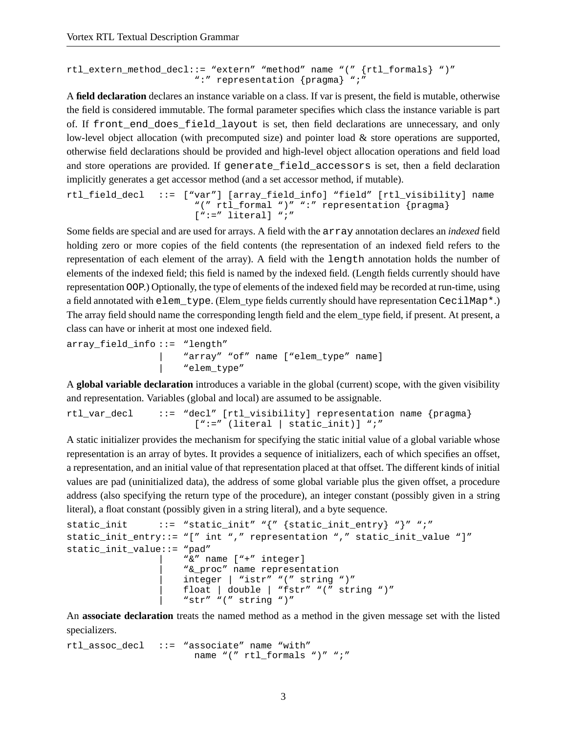```
rtl_extern_method_decl::= "extern" "method" name "(" {rtl_formals} ")"
                        ":" representation {pragma} ";"
```

A **field declaration** declares an instance variable on a class. If var is present, the field is mutable, otherwise the field is considered immutable. The formal parameter specifies which class the instance variable is part of. If `front_end_does_field_layout` is set, then field declarations are unnecessary, and only low-level object allocation (with precomputed size) and pointer load & store operations are supported, otherwise field declarations should be provided and high-level object allocation operations and field load and store operations are provided. If `generate_field_accessors` is set, then a field declaration implicitly generates a get accessor method (and a set accessor method, if mutable).

```
rtl_field_decl  ::= ["var"] [array_field_info] "field" [rtl_visibility] name
                      "(" rtl_formal ")" ":" representation {pragma}
                      [":=" literal] ";"
```

Some fields are special and are used for arrays. A field with the `array` annotation declares an *indexed* field holding zero or more copies of the field contents (the representation of an indexed field refers to the representation of each element of the array). A field with the `length` annotation holds the number of elements of the indexed field; this field is named by the indexed field. (Length fields currently should have representation `OOP`.) Optionally, the type of elements of the indexed field may be recorded at run-time, using a field annotated with `elem_type`. (Elem_type fields currently should have representation `CecilMap*`.) The array field should name the corresponding length field and the elem_type field, if present. At present, a class can have or inherit at most one indexed field.

```
array_field_info ::= "length"
                |    "array" "of" name ["elem_type" name]
                |    "elem_type"
```

A **global variable declaration** introduces a variable in the global (current) scope, with the given visibility and representation. Variables (global and local) are assumed to be assignable.

```
rtl_var_decl    ::= "decl" [rtl_visibility] representation name {pragma}
                      [":=" (literal | static_init)] ";"
```

A static initializer provides the mechanism for specifying the static initial value of a global variable whose representation is an array of bytes. It provides a sequence of initializers, each of which specifies an offset, a representation, and an initial value of that representation placed at that offset. The different kinds of initial values are pad (uninitialized data), the address of some global variable plus the given offset, a procedure address (also specifying the return type of the procedure), an integer constant (possibly given in a string literal), a float constant (possibly given in a string literal), and a byte sequence.

```
static_init      ::= "static_init" "{" {static_init_entry} "}" ";"
static_init_entry::= "[" int "," representation "," static_init_value "]"
static_init_value::= "pad"
                |    "&" name ["+" integer]
                |    "&_proc" name representation
                |    integer | "istr" "(" string ")"
                |    float | double | "fstr" "(" string ")"
                |    "str" "(" string ")"
```

An **associate declaration** treats the named method as a method in the given message set with the listed specializers.

```
rtl_assoc_decl  ::= "associate" name "with"
                      name "(" rtl_formals ")" ";"
```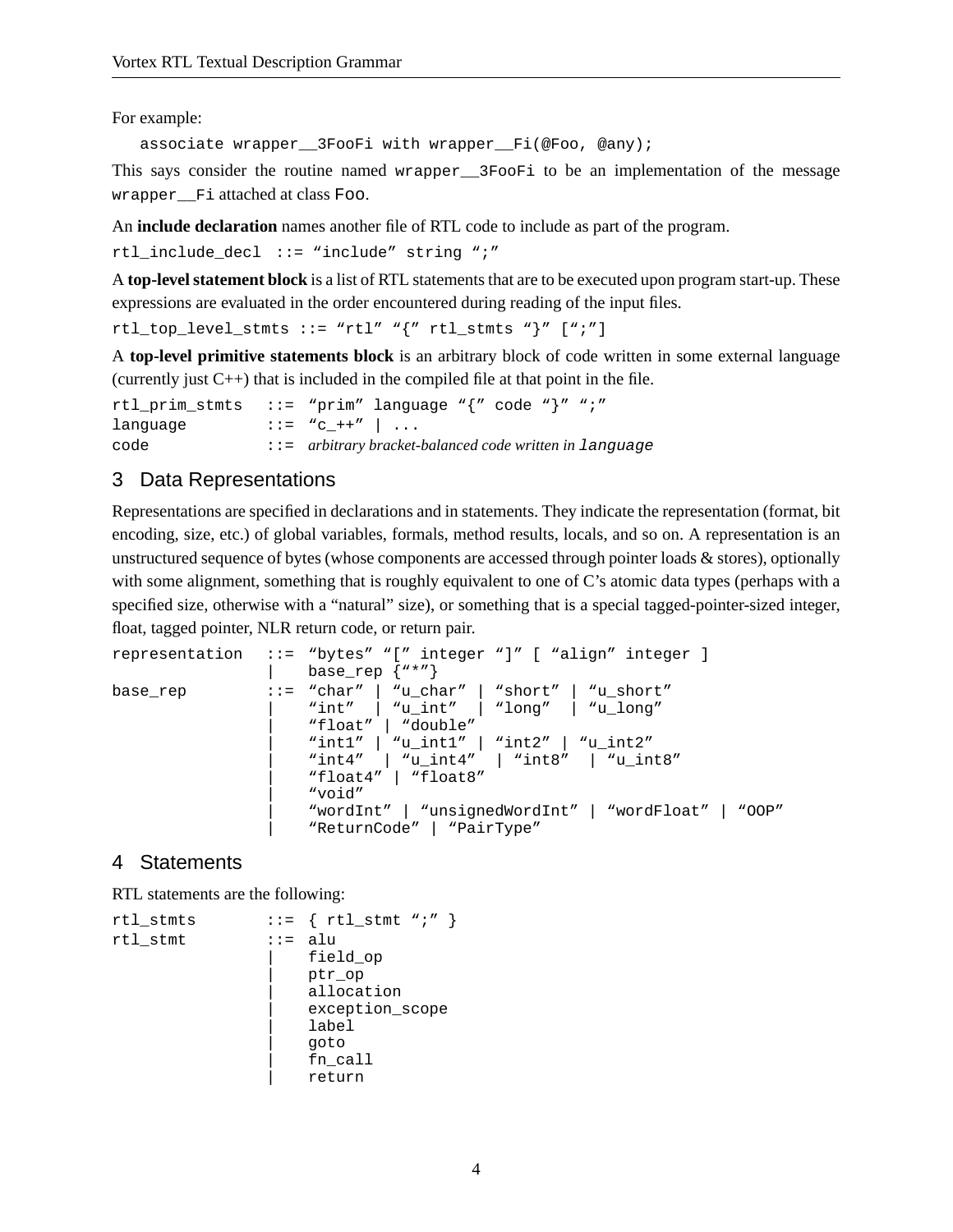For example:

```
associate wrapper__3FooFi with wrapper__Fi(@Foo, @any);
```

This says consider the routine named `wrapper__3FooFi` to be an implementation of the message `wrapper__Fi` attached at class `Foo`.

An **include declaration** names another file of RTL code to include as part of the program.

```
rtl_include_decl  ::= "include" string ";"
```

A **top-level statement block** is a list of RTL statements that are to be executed upon program start-up. These expressions are evaluated in the order encountered during reading of the input files.

```
rtl_top_level_stmts ::= "rtl" "{" rtl_stmts "}" [";"]
```

A **top-level primitive statements block** is an arbitrary block of code written in some external language (currently just C++) that is included in the compiled file at that point in the file.

```
rtl_prim_stmts   ::= "prim" language "{" code "}" ";"
language         ::= "c_++" | ...
code             ::= arbitrary bracket-balanced code written in language
```

## 3 Data Representations

Representations are specified in declarations and in statements. They indicate the representation (format, bit encoding, size, etc.) of global variables, formals, method results, locals, and so on. A representation is an unstructured sequence of bytes (whose components are accessed through pointer loads & stores), optionally with some alignment, something that is roughly equivalent to one of C's atomic data types (perhaps with a specified size, otherwise with a "natural" size), or something that is a special tagged-pointer-sized integer, float, tagged pointer, NLR return code, or return pair.

```
representation   ::= "bytes" "[" integer "]" [ "align" integer ]
                 |   base_rep {"*"}
base_rep         ::= "char" | "u_char" | "short" | "u_short"
                 |   "int"  | "u_int"  | "long"  | "u_long"
                 |   "float" | "double"
                 |   "int1" | "u_int1" | "int2" | "u_int2"
                 |   "int4"  | "u_int4"  | "int8"  | "u_int8"
                 |   "float4" | "float8"
                 |   "void"
                 |   "wordInt" | "unsignedWordInt" | "wordFloat" | "OOP"
                 |   "ReturnCode" | "PairType"
```

## 4 Statements

RTL statements are the following:

```
rtl_stmts        ::= { rtl_stmt ";" }
rtl_stmt         ::= alu
                 |   field_op
                 |   ptr_op
                 |   allocation
                 |   exception_scope
                 |   label
                 |   goto
                 |   fn_call
                 |   return
```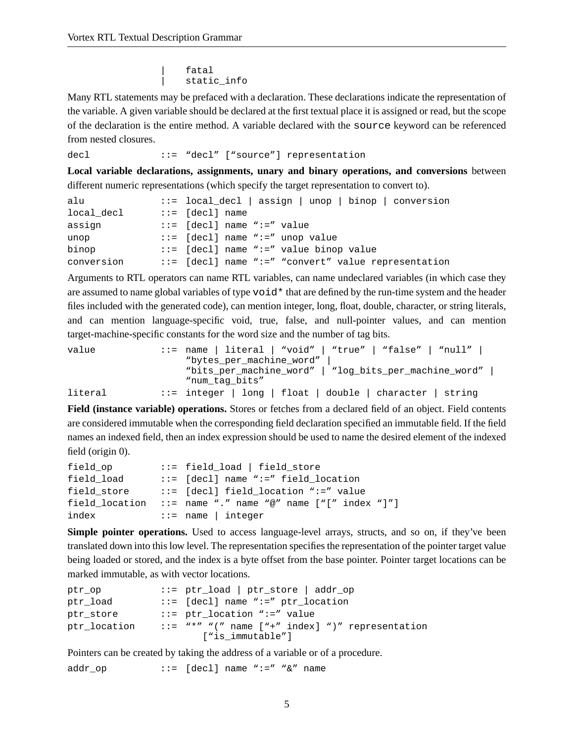```
                |    fatal
                |    static_info
```

Many RTL statements may be prefaced with a declaration. These declarations indicate the representation of the variable. A given variable should be declared at the first textual place it is assigned or read, but the scope of the declaration is the entire method. A variable declared with the `source` keyword can be referenced from nested closures.

```
decl            ::= "decl" ["source"] representation
```

**Local variable declarations, assignments, unary and binary operations, and conversions** between different numeric representations (which specify the target representation to convert to).

```
alu             ::= local_decl | assign | unop | binop | conversion
local_decl      ::= [decl] name
assign          ::= [decl] name ":=" value
unop            ::= [decl] name ":=" unop value
binop           ::= [decl] name ":=" value binop value
conversion      ::= [decl] name ":=" "convert" value representation
```

Arguments to RTL operators can name RTL variables, can name undeclared variables (in which case they are assumed to name global variables of type `void*` that are defined by the run-time system and the header files included with the generated code), can mention integer, long, float, double, character, or string literals, and can mention language-specific void, true, false, and null-pointer values, and can mention target-machine-specific constants for the word size and the number of tag bits.

```
value           ::= name | literal | "void" | "true" | "false" | "null" |
                    "bytes_per_machine_word" |
                    "bits_per_machine_word" | "log_bits_per_machine_word" |
                    "num_tag_bits"
literal         ::= integer | long | float | double | character | string
```

**Field (instance variable) operations.** Stores or fetches from a declared field of an object. Field contents are considered immutable when the corresponding field declaration specified an immutable field. If the field names an indexed field, then an index expression should be used to name the desired element of the indexed field (origin 0).

```
field_op        ::= field_load | field_store
field_load      ::= [decl] name ":=" field_location
field_store     ::= [decl] field_location ":=" value
field_location  ::= name "." name "@" name ["[" index "]"]
index           ::= name | integer
```

**Simple pointer operations.** Used to access language-level arrays, structs, and so on, if they've been translated down into this low level. The representation specifies the representation of the pointer target value being loaded or stored, and the index is a byte offset from the base pointer. Pointer target locations can be marked immutable, as with vector locations.

```
ptr_op          ::= ptr_load | ptr_store | addr_op
ptr_load        ::= [decl] name ":=" ptr_location
ptr_store       ::= ptr_location ":=" value
ptr_location    ::= "*" "(" name ["+" index] ")" representation
                       ["is_immutable"]
```

Pointers can be created by taking the address of a variable or of a procedure.

```
addr_op         ::= [decl] name ":=" "&" name
```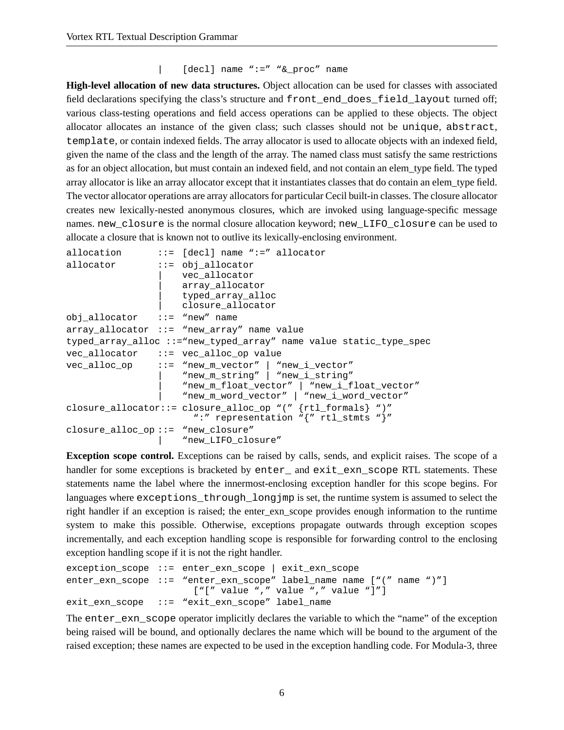```
                |    [decl] name ":=" "&_proc" name
```

**High-level allocation of new data structures.** Object allocation can be used for classes with associated field declarations specifying the class's structure and `front_end_does_field_layout` turned off; various class-testing operations and field access operations can be applied to these objects. The object allocator allocates an instance of the given class; such classes should not be `unique`, `abstract`, `template`, or contain indexed fields. The array allocator is used to allocate objects with an indexed field, given the name of the class and the length of the array. The named class must satisfy the same restrictions as for an object allocation, but must contain an indexed field, and not contain an elem_type field. The typed array allocator is like an array allocator except that it instantiates classes that do contain an elem_type field. The vector allocator operations are array allocators for particular Cecil built-in classes. The closure allocator creates new lexically-nested anonymous closures, which are invoked using language-specific message names. `new_closure` is the normal closure allocation keyword; `new_LIFO_closure` can be used to allocate a closure that is known not to outlive its lexically-enclosing environment.

```
allocation       ::=  [decl] name ":=" allocator
allocator        ::=  obj_allocator
                 |    vec_allocator
                 |    array_allocator
                 |    typed_array_alloc
                 |    closure_allocator
obj_allocator    ::=  "new" name
array_allocator  ::=  "new_array" name value
typed_array_alloc ::="new_typed_array" name value static_type_spec
vec_allocator    ::=  vec_alloc_op value
vec_alloc_op     ::=  "new_m_vector" | "new_i_vector"
                 |    "new_m_string" | "new_i_string"
                 |    "new_m_float_vector" | "new_i_float_vector"
                 |    "new_m_word_vector" | "new_i_word_vector"
closure_allocator::= closure_alloc_op "(" {rtl_formals} ")"
                        ":" representation "{" rtl_stmts "}"
closure_alloc_op ::=  "new_closure"
                 |    "new_LIFO_closure"
```

**Exception scope control.** Exceptions can be raised by calls, sends, and explicit raises. The scope of a handler for some exceptions is bracketed by `enter_` and `exit_exn_scope` RTL statements. These statements name the label where the innermost-enclosing exception handler for this scope begins. For languages where `exceptions_through_longjmp` is set, the runtime system is assumed to select the right handler if an exception is raised; the enter_exn_scope provides enough information to the runtime system to make this possible. Otherwise, exceptions propagate outwards through exception scopes incrementally, and each exception handling scope is responsible for forwarding control to the enclosing exception handling scope if it is not the right handler.

```
exception_scope  ::=  enter_exn_scope | exit_exn_scope
enter_exn_scope  ::=  "enter_exn_scope" label_name name ["(" name ")"]
                        ["[" value "," value "," value "]"]
exit_exn_scope   ::=  "exit_exn_scope" label_name
```

The `enter_exn_scope` operator implicitly declares the variable to which the "name" of the exception being raised will be bound, and optionally declares the name which will be bound to the argument of the raised exception; these names are expected to be used in the exception handling code. For Modula-3, three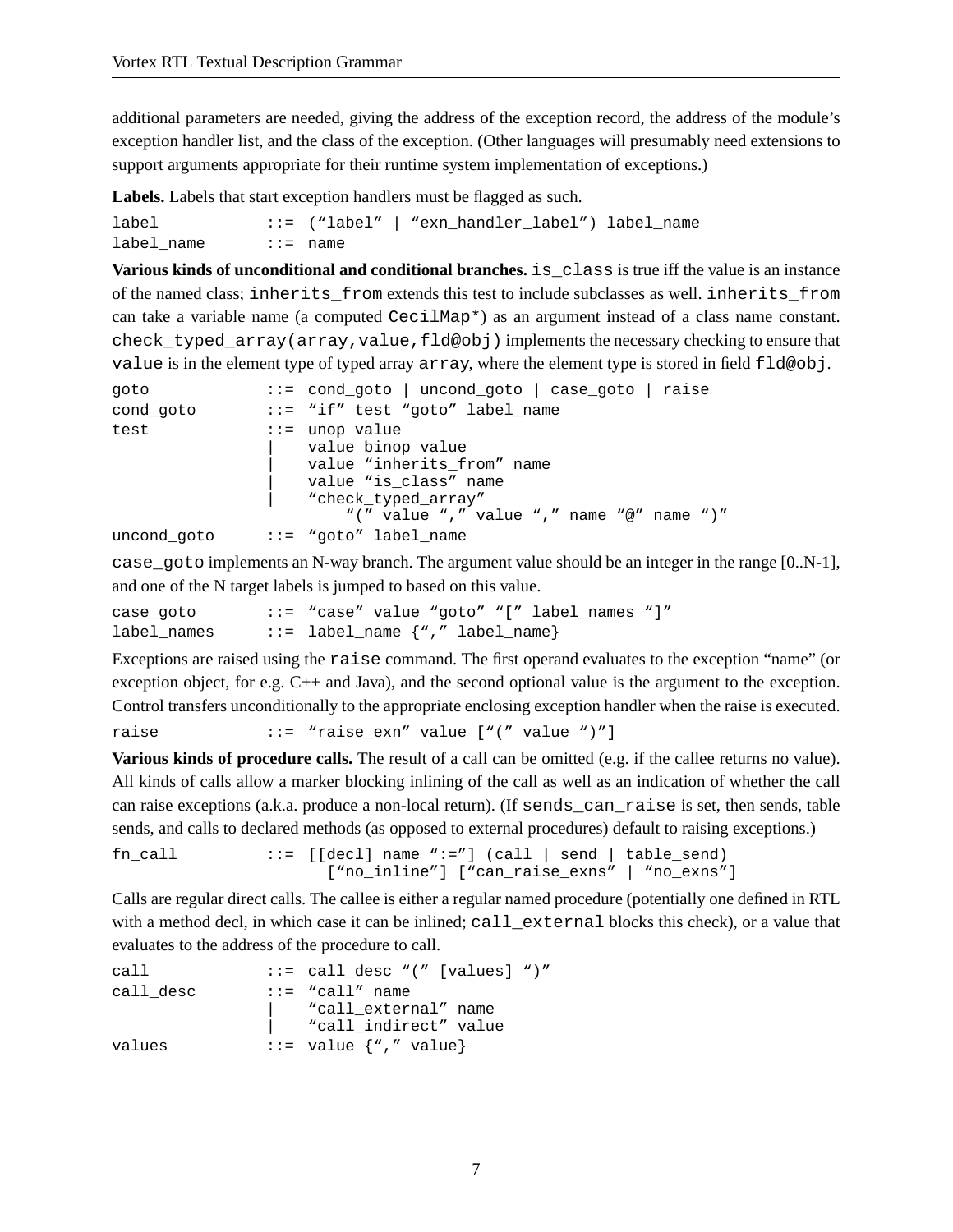additional parameters are needed, giving the address of the exception record, the address of the module's exception handler list, and the class of the exception. (Other languages will presumably need extensions to support arguments appropriate for their runtime system implementation of exceptions.)

**Labels.** Labels that start exception handlers must be flagged as such.

```
label           ::=  ("label" | "exn_handler_label") label_name
label_name      ::=  name
```

**Various kinds of unconditional and conditional branches.** `is_class` is true iff the value is an instance of the named class; `inherits_from` extends this test to include subclasses as well. `inherits_from` can take a variable name (a computed `CecilMap*`) as an argument instead of a class name constant. `check_typed_array(array,value,fld@obj)` implements the necessary checking to ensure that `value` is in the element type of typed array `array`, where the element type is stored in field `fld@obj`.

```
goto            ::=  cond_goto | uncond_goto | case_goto | raise
cond_goto       ::=  "if" test "goto" label_name
test            ::=  unop value
                |    value binop value
                |    value "inherits_from" name
                |    value "is_class" name
                |    "check_typed_array"
                         "(" value "," value "," name "@" name ")"
uncond_goto     ::=  "goto" label_name
```

`case_goto` implements an N-way branch. The argument value should be an integer in the range [0..N-1], and one of the N target labels is jumped to based on this value.

```
case_goto       ::=  "case" value "goto" "[" label_names "]"
label_names     ::=  label_name {"," label_name}
```

Exceptions are raised using the `raise` command. The first operand evaluates to the exception "name" (or exception object, for e.g. C++ and Java), and the second optional value is the argument to the exception. Control transfers unconditionally to the appropriate enclosing exception handler when the raise is executed.

```
raise           ::=  "raise_exn" value ["(" value ")"]
```

**Various kinds of procedure calls.** The result of a call can be omitted (e.g. if the callee returns no value). All kinds of calls allow a marker blocking inlining of the call as well as an indication of whether the call can raise exceptions (a.k.a. produce a non-local return). (If `sends_can_raise` is set, then sends, table sends, and calls to declared methods (as opposed to external procedures) default to raising exceptions.)

```
fn_call         ::=  [[decl] name ":="] (call | send | table_send)
                        ["no_inline"] ["can_raise_exns" | "no_exns"]
```

Calls are regular direct calls. The callee is either a regular named procedure (potentially one defined in RTL with a method decl, in which case it can be inlined; `call_external` blocks this check), or a value that evaluates to the address of the procedure to call.

```
call            ::=  call_desc "(" [values] ")"
call_desc       ::=  "call" name
                |    "call_external" name
                |    "call_indirect" value
values          ::=  value {"," value}
```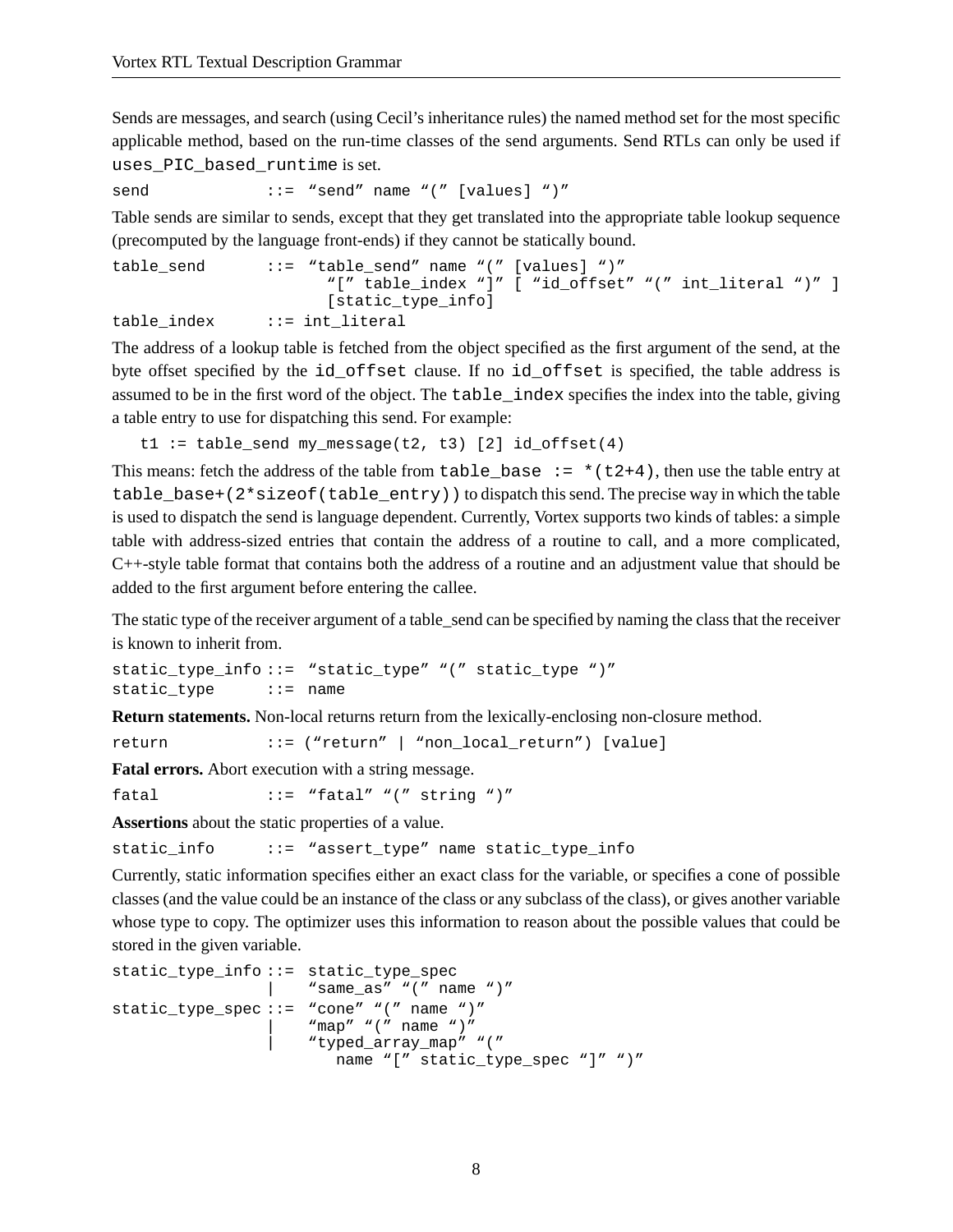Sends are messages, and search (using Cecil's inheritance rules) the named method set for the most specific applicable method, based on the run-time classes of the send arguments. Send RTLs can only be used if `uses_PIC_based_runtime` is set.

```
send            ::=  "send" name "(" [values] ")"
```

Table sends are similar to sends, except that they get translated into the appropriate table lookup sequence (precomputed by the language front-ends) if they cannot be statically bound.

```
table_send      ::=  "table_send" name "(" [values] ")"
                       "[" table_index "]" [ "id_offset" "(" int_literal ")" ]
                       [static_type_info]
table_index     ::= int_literal
```

The address of a lookup table is fetched from the object specified as the first argument of the send, at the byte offset specified by the `id_offset` clause. If no `id_offset` is specified, the table address is assumed to be in the first word of the object. The `table_index` specifies the index into the table, giving a table entry to use for dispatching this send. For example:

```
t1 := table_send my_message(t2, t3) [2] id_offset(4)
```

This means: fetch the address of the table from `table_base := *(t2+4)`, then use the table entry at `table_base+(2*sizeof(table_entry))` to dispatch this send. The precise way in which the table is used to dispatch the send is language dependent. Currently, Vortex supports two kinds of tables: a simple table with address-sized entries that contain the address of a routine to call, and a more complicated, C++-style table format that contains both the address of a routine and an adjustment value that should be added to the first argument before entering the callee.

The static type of the receiver argument of a table_send can be specified by naming the class that the receiver is known to inherit from.

```
static_type_info ::=  "static_type" "(" static_type ")"
static_type      ::=  name
```

**Return statements.** Non-local returns return from the lexically-enclosing non-closure method.

```
return          ::= ("return" | "non_local_return") [value]
```

**Fatal errors.** Abort execution with a string message.

```
fatal           ::= "fatal" "(" string ")"
```

**Assertions** about the static properties of a value.

```
static_info     ::= "assert_type" name static_type_info
```

Currently, static information specifies either an exact class for the variable, or specifies a cone of possible classes (and the value could be an instance of the class or any subclass of the class), or gives another variable whose type to copy. The optimizer uses this information to reason about the possible values that could be stored in the given variable.

```
static_type_info ::=  static_type_spec
                 |    "same_as" "(" name ")"
static_type_spec ::=  "cone" "(" name ")"
                 |    "map" "(" name ")"
                 |    "typed_array_map" "("
                         name "[" static_type_spec "]" ")"
```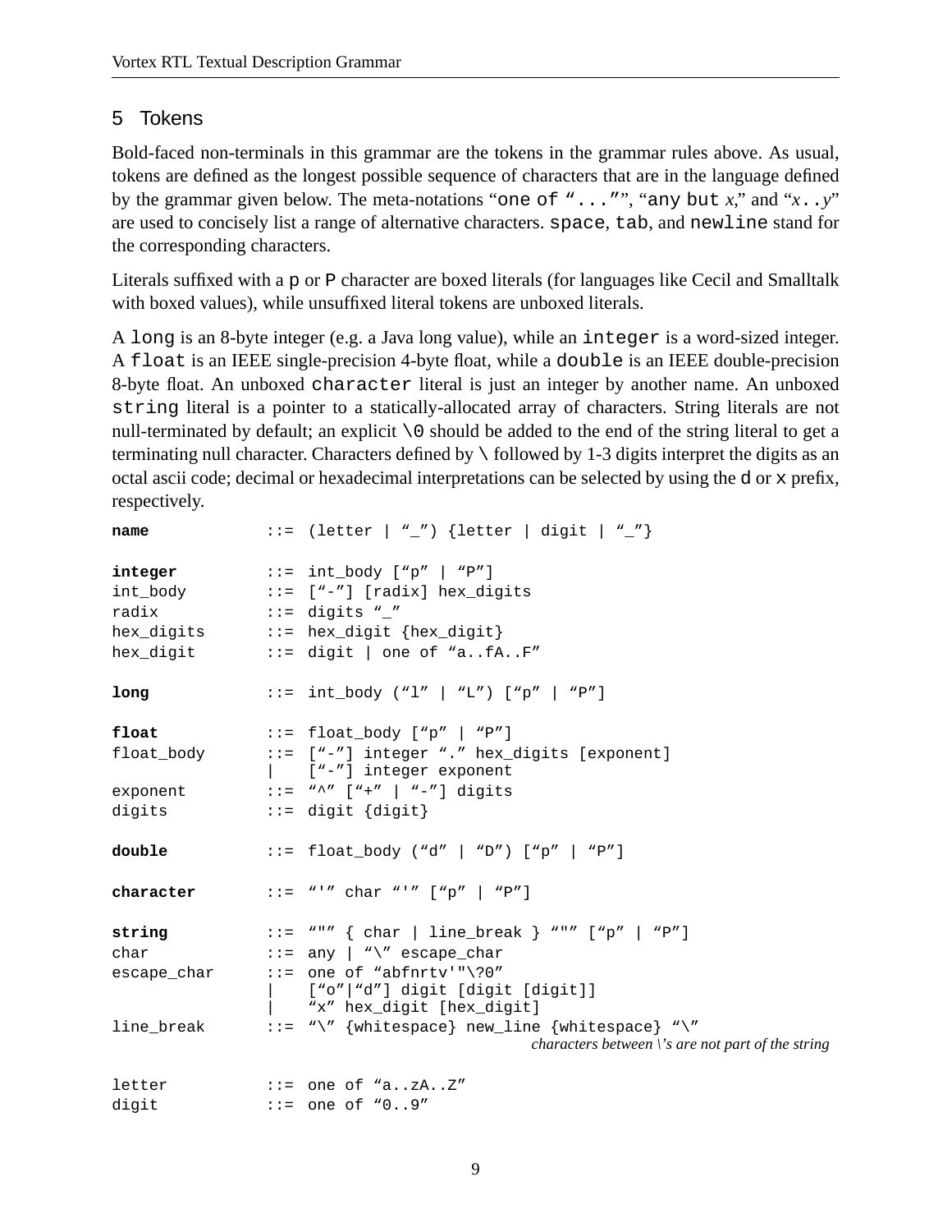## 5 Tokens

Bold-faced non-terminals in this grammar are the tokens in the grammar rules above. As usual, tokens are defined as the longest possible sequence of characters that are in the language defined by the grammar given below. The meta-notations "`one of "..."`", "`any but` *x*," and "*x*`..`*y*" are used to concisely list a range of alternative characters. `space`, `tab`, and `newline` stand for the corresponding characters.

Literals suffixed with a `p` or `P` character are boxed literals (for languages like Cecil and Smalltalk with boxed values), while unsuffixed literal tokens are unboxed literals.

A `long` is an 8-byte integer (e.g. a Java long value), while an `integer` is a word-sized integer. A `float` is an IEEE single-precision 4-byte float, while a `double` is an IEEE double-precision 8-byte float. An unboxed `character` literal is just an integer by another name. An unboxed `string` literal is a pointer to a statically-allocated array of characters. String literals are not null-terminated by default; an explicit `\0` should be added to the end of the string literal to get a terminating null character. Characters defined by `\` followed by 1-3 digits interpret the digits as an octal ascii code; decimal or hexadecimal interpretations can be selected by using the `d` or `x` prefix, respectively.

```
name          ::= (letter | "_") {letter | digit | "_"}

integer       ::= int_body ["p" | "P"]
int_body      ::= ["-"] [radix] hex_digits
radix         ::= digits "_"
hex_digits    ::= hex_digit {hex_digit}
hex_digit     ::= digit | one of "a..fA..F"

long          ::= int_body ("l" | "L") ["p" | "P"]

float         ::= float_body ["p" | "P"]
float_body    ::= ["-"] integer "." hex_digits [exponent]
              |   ["-"] integer exponent
exponent      ::= "^" ["+" | "-"] digits
digits        ::= digit {digit}

double        ::= float_body ("d" | "D") ["p" | "P"]

character     ::= "'" char "'" ["p" | "P"]

string        ::= """ { char | line_break } """ ["p" | "P"]
char          ::= any | "\" escape_char
escape_char   ::= one of "abfnrtv'"\?0"
              |   ["o"|"d"] digit [digit [digit]]
              |   "x" hex_digit [hex_digit]
line_break    ::= "\" {whitespace} new_line {whitespace} "\"
                                characters between \'s are not part of the string

letter        ::= one of "a..zA..Z"
digit         ::= one of "0..9"
```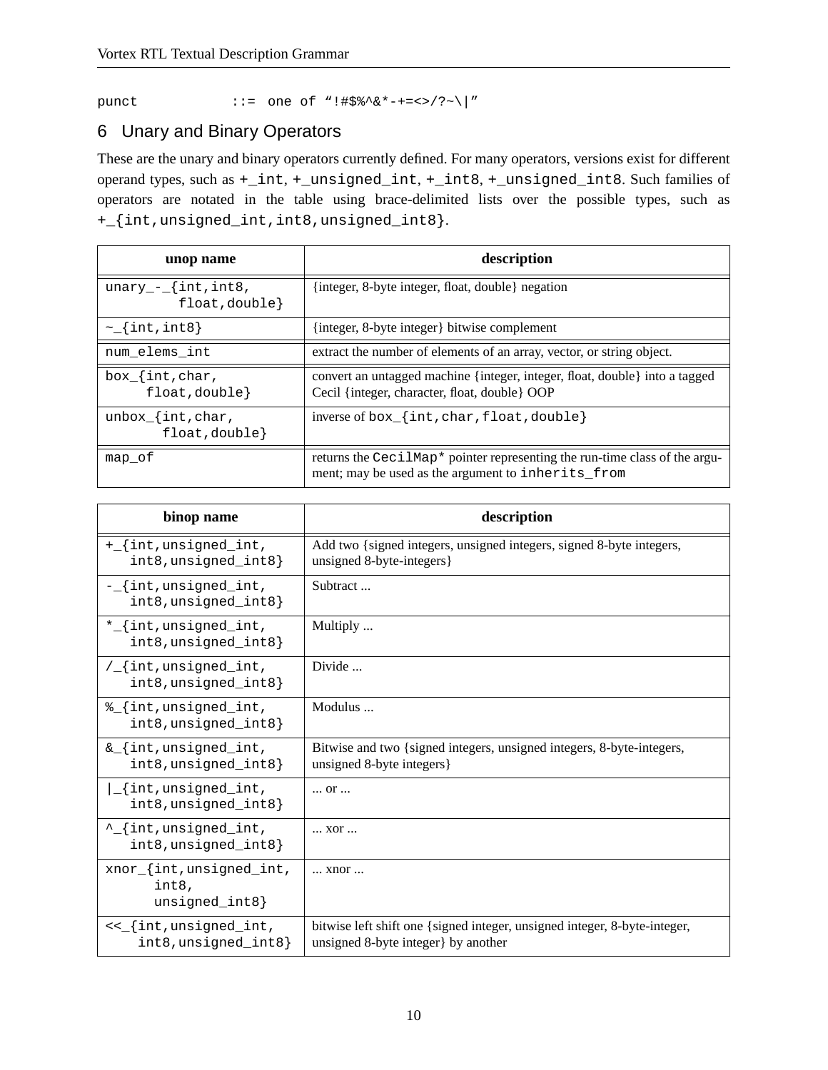```
punct          ::=  one of “!#$%^&*-+=<>/?~\|”
```

## 6 Unary and Binary Operators

These are the unary and binary operators currently defined. For many operators, versions exist for different operand types, such as `+_int`, `+_unsigned_int`, `+_int8`, `+_unsigned_int8`. Such families of operators are notated in the table using brace-delimited lists over the possible types, such as `+_{int,unsigned_int,int8,unsigned_int8}`.

| unop name | description |
|---|---|
| `unary_-_{int,int8, float,double}` | {integer, 8-byte integer, float, double} negation |
| `~_{int,int8}` | {integer, 8-byte integer} bitwise complement |
| `num_elems_int` | extract the number of elements of an array, vector, or string object. |
| `box_{int,char, float,double}` | convert an untagged machine {integer, integer, float, double} into a tagged Cecil {integer, character, float, double} OOP |
| `unbox_{int,char, float,double}` | inverse of `box_{int,char,float,double}` |
| `map_of` | returns the `CecilMap*` pointer representing the run-time class of the argument; may be used as the argument to `inherits_from` |

| binop name | description |
|---|---|
| `+_{int,unsigned_int, int8,unsigned_int8}` | Add two {signed integers, unsigned integers, signed 8-byte integers, unsigned 8-byte-integers} |
| `-_{int,unsigned_int, int8,unsigned_int8}` | Subtract ... |
| `*_{int,unsigned_int, int8,unsigned_int8}` | Multiply ... |
| `/_{int,unsigned_int, int8,unsigned_int8}` | Divide ... |
| `%_{int,unsigned_int, int8,unsigned_int8}` | Modulus ... |
| `&_{int,unsigned_int, int8,unsigned_int8}` | Bitwise and two {signed integers, unsigned integers, 8-byte-integers, unsigned 8-byte integers} |
| `\|_{int,unsigned_int, int8,unsigned_int8}` | ... or ... |
| `^_{int,unsigned_int, int8,unsigned_int8}` | ... xor ... |
| `xnor_{int,unsigned_int, int8, unsigned_int8}` | ... xnor ... |
| `<<_{int,unsigned_int, int8,unsigned_int8}` | bitwise left shift one {signed integer, unsigned integer, 8-byte-integer, unsigned 8-byte integer} by another |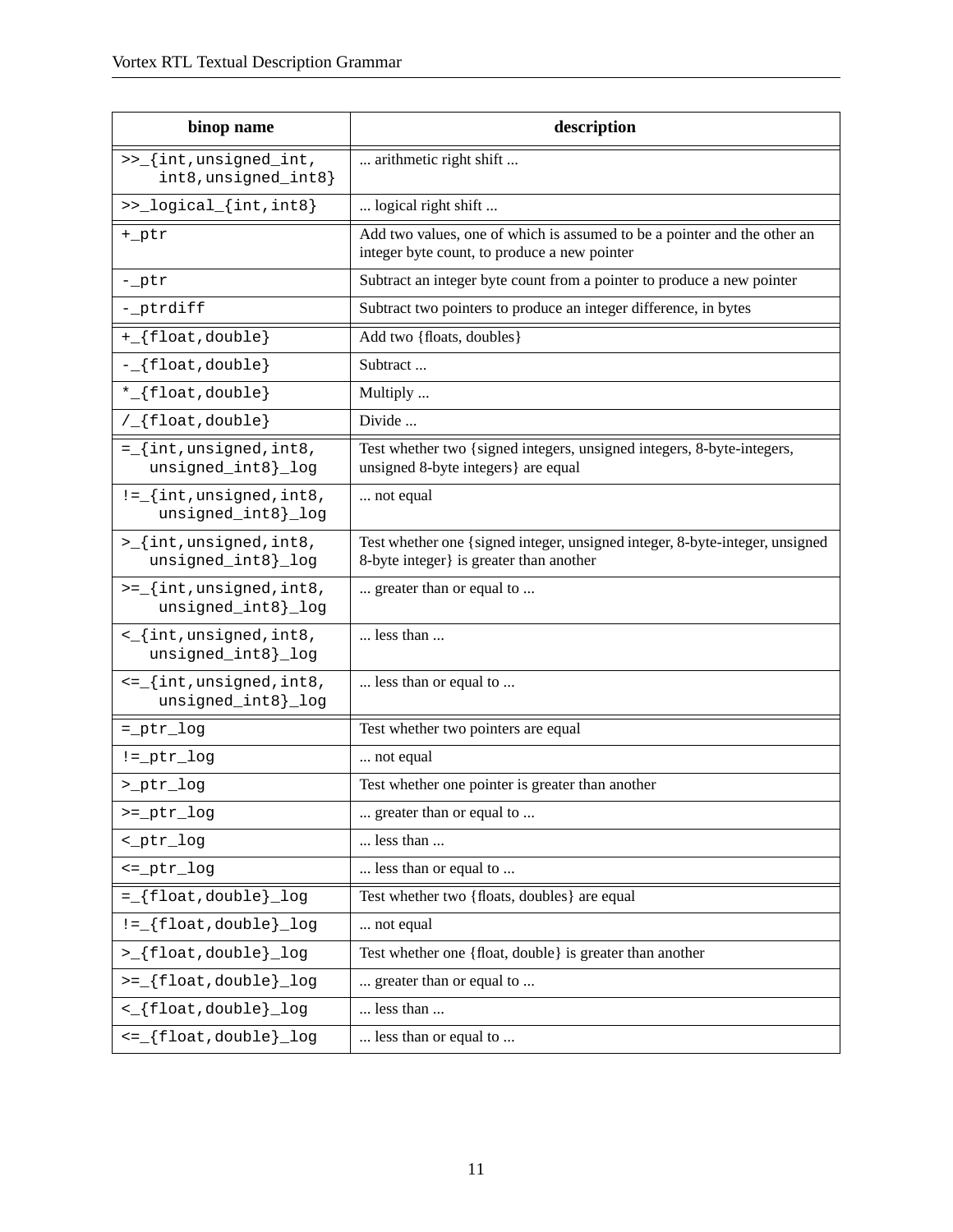| binop name | description |
| --- | --- |
| `>>_{int,unsigned_int, int8,unsigned_int8}` | ... arithmetic right shift ... |
| `>>_logical_{int,int8}` | ... logical right shift ... |
| `+_ptr` | Add two values, one of which is assumed to be a pointer and the other an integer byte count, to produce a new pointer |
| `-_ptr` | Subtract an integer byte count from a pointer to produce a new pointer |
| `-_ptrdiff` | Subtract two pointers to produce an integer difference, in bytes |
| `+_{float,double}` | Add two {floats, doubles} |
| `-_{float,double}` | Subtract ... |
| `*_{float,double}` | Multiply ... |
| `/_{float,double}` | Divide ... |
| `=_{int,unsigned,int8, unsigned_int8}_log` | Test whether two {signed integers, unsigned integers, 8-byte-integers, unsigned 8-byte integers} are equal |
| `!=_{int,unsigned,int8, unsigned_int8}_log` | ... not equal |
| `>_{int,unsigned,int8, unsigned_int8}_log` | Test whether one {signed integer, unsigned integer, 8-byte-integer, unsigned 8-byte integer} is greater than another |
| `>=_{int,unsigned,int8, unsigned_int8}_log` | ... greater than or equal to ... |
| `<_{int,unsigned,int8, unsigned_int8}_log` | ... less than ... |
| `<=_{int,unsigned,int8, unsigned_int8}_log` | ... less than or equal to ... |
| `=_ptr_log` | Test whether two pointers are equal |
| `!=_ptr_log` | ... not equal |
| `>_ptr_log` | Test whether one pointer is greater than another |
| `>=_ptr_log` | ... greater than or equal to ... |
| `<_ptr_log` | ... less than ... |
| `<=_ptr_log` | ... less than or equal to ... |
| `=_{float,double}_log` | Test whether two {floats, doubles} are equal |
| `!=_{float,double}_log` | ... not equal |
| `>_{float,double}_log` | Test whether one {float, double} is greater than another |
| `>=_{float,double}_log` | ... greater than or equal to ... |
| `<_{float,double}_log` | ... less than ... |
| `<=_{float,double}_log` | ... less than or equal to ... |